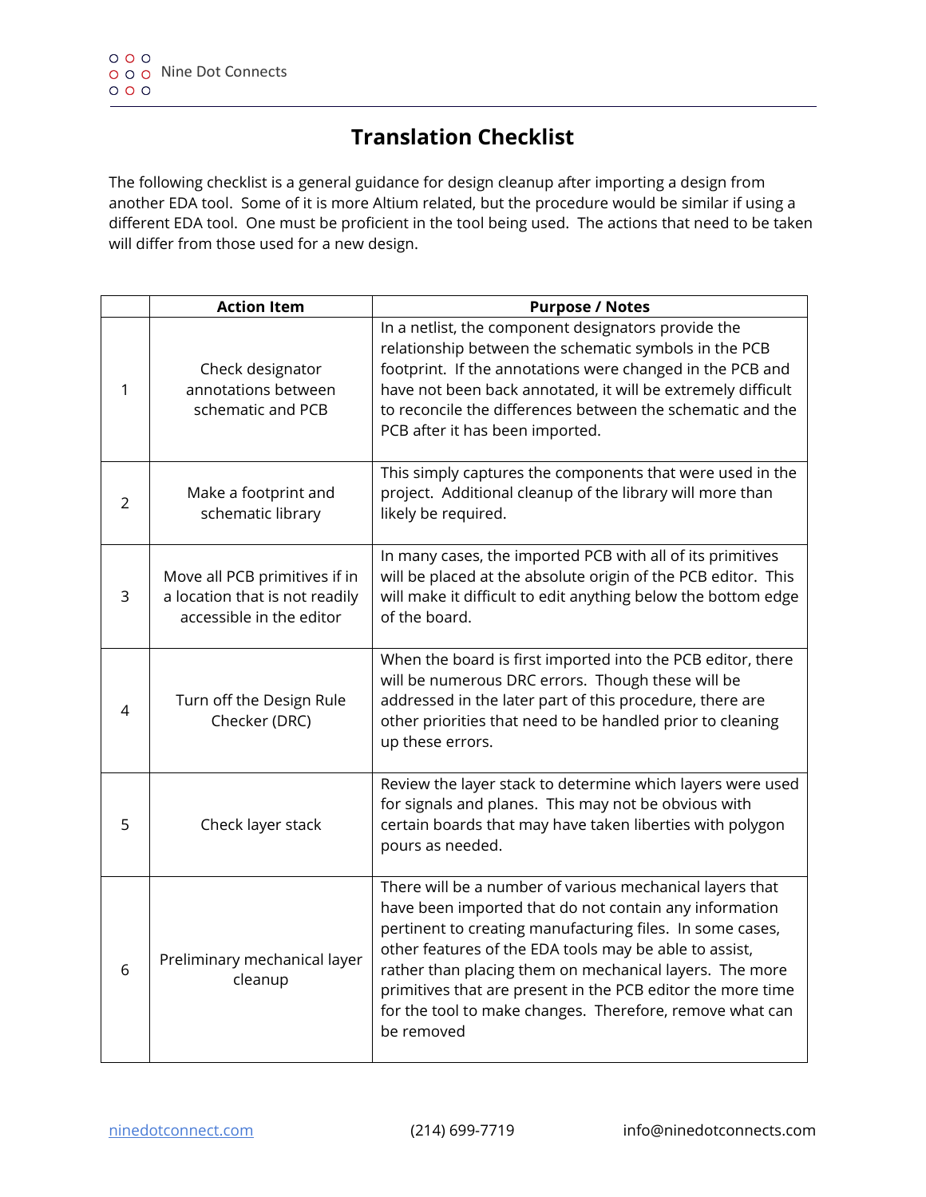# Translation Checklist

The following checklist is a general guidance for design cleanup after importing a design from another EDA tool. Some of it is more Altium related, but the procedure would be similar if using a different EDA tool. One must be proficient in the tool being used. The actions that need to be taken will differ from those used for a new design.

| | Action Item | Purpose / Notes |
|---|---|---|
| 1 | Check designator annotations between schematic and PCB | In a netlist, the component designators provide the relationship between the schematic symbols in the PCB footprint. If the annotations were changed in the PCB and have not been back annotated, it will be extremely difficult to reconcile the differences between the schematic and the PCB after it has been imported. |
| 2 | Make a footprint and schematic library | This simply captures the components that were used in the project. Additional cleanup of the library will more than likely be required. |
| 3 | Move all PCB primitives if in a location that is not readily accessible in the editor | In many cases, the imported PCB with all of its primitives will be placed at the absolute origin of the PCB editor. This will make it difficult to edit anything below the bottom edge of the board. |
| 4 | Turn off the Design Rule Checker (DRC) | When the board is first imported into the PCB editor, there will be numerous DRC errors. Though these will be addressed in the later part of this procedure, there are other priorities that need to be handled prior to cleaning up these errors. |
| 5 | Check layer stack | Review the layer stack to determine which layers were used for signals and planes. This may not be obvious with certain boards that may have taken liberties with polygon pours as needed. |
| 6 | Preliminary mechanical layer cleanup | There will be a number of various mechanical layers that have been imported that do not contain any information pertinent to creating manufacturing files. In some cases, other features of the EDA tools may be able to assist, rather than placing them on mechanical layers. The more primitives that are present in the PCB editor the more time for the tool to make changes. Therefore, remove what can be removed |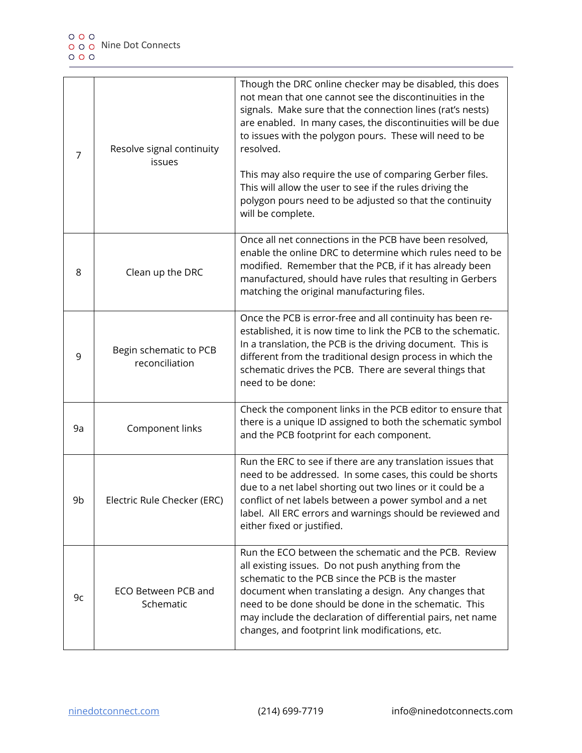| | | |
|---|---|---|
| 7 | Resolve signal continuity issues | Though the DRC online checker may be disabled, this does not mean that one cannot see the discontinuities in the signals. Make sure that the connection lines (rat's nests) are enabled. In many cases, the discontinuities will be due to issues with the polygon pours. These will need to be resolved.<br><br>This may also require the use of comparing Gerber files. This will allow the user to see if the rules driving the polygon pours need to be adjusted so that the continuity will be complete. |
| 8 | Clean up the DRC | Once all net connections in the PCB have been resolved, enable the online DRC to determine which rules need to be modified. Remember that the PCB, if it has already been manufactured, should have rules that resulting in Gerbers matching the original manufacturing files. |
| 9 | Begin schematic to PCB reconciliation | Once the PCB is error-free and all continuity has been re-established, it is now time to link the PCB to the schematic. In a translation, the PCB is the driving document. This is different from the traditional design process in which the schematic drives the PCB. There are several things that need to be done: |
| 9a | Component links | Check the component links in the PCB editor to ensure that there is a unique ID assigned to both the schematic symbol and the PCB footprint for each component. |
| 9b | Electric Rule Checker (ERC) | Run the ERC to see if there are any translation issues that need to be addressed. In some cases, this could be shorts due to a net label shorting out two lines or it could be a conflict of net labels between a power symbol and a net label. All ERC errors and warnings should be reviewed and either fixed or justified. |
| 9c | ECO Between PCB and Schematic | Run the ECO between the schematic and the PCB. Review all existing issues. Do not push anything from the schematic to the PCB since the PCB is the master document when translating a design. Any changes that need to be done should be done in the schematic. This may include the declaration of differential pairs, net name changes, and footprint link modifications, etc. |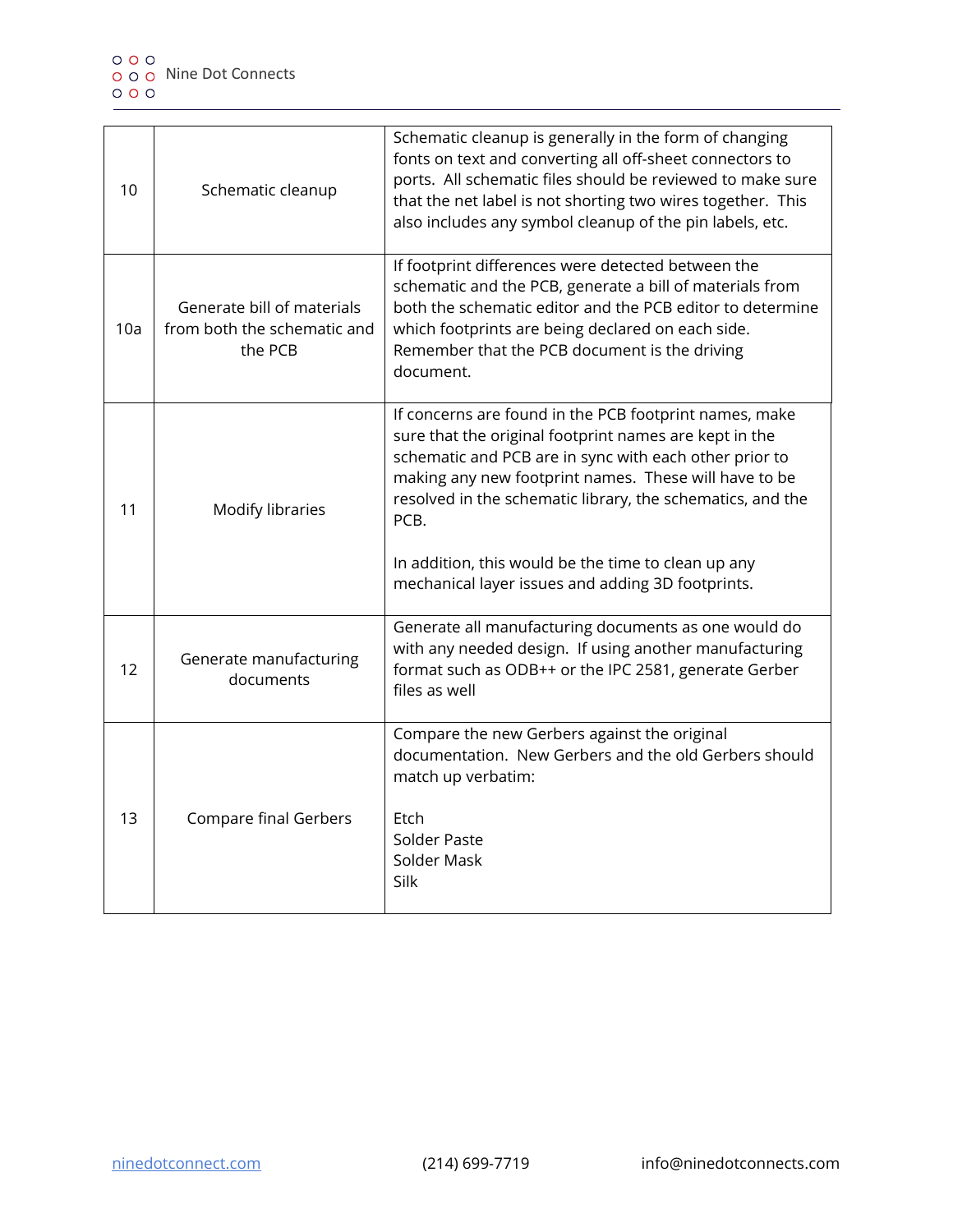| | | |
|---|---|---|
| 10 | Schematic cleanup | Schematic cleanup is generally in the form of changing fonts on text and converting all off-sheet connectors to ports. All schematic files should be reviewed to make sure that the net label is not shorting two wires together. This also includes any symbol cleanup of the pin labels, etc. |
| 10a | Generate bill of materials from both the schematic and the PCB | If footprint differences were detected between the schematic and the PCB, generate a bill of materials from both the schematic editor and the PCB editor to determine which footprints are being declared on each side. Remember that the PCB document is the driving document. |
| 11 | Modify libraries | If concerns are found in the PCB footprint names, make sure that the original footprint names are kept in the schematic and PCB are in sync with each other prior to making any new footprint names. These will have to be resolved in the schematic library, the schematics, and the PCB.<br><br>In addition, this would be the time to clean up any mechanical layer issues and adding 3D footprints. |
| 12 | Generate manufacturing documents | Generate all manufacturing documents as one would do with any needed design. If using another manufacturing format such as ODB++ or the IPC 2581, generate Gerber files as well |
| 13 | Compare final Gerbers | Compare the new Gerbers against the original documentation. New Gerbers and the old Gerbers should match up verbatim:<br><br>Etch<br>Solder Paste<br>Solder Mask<br>Silk |